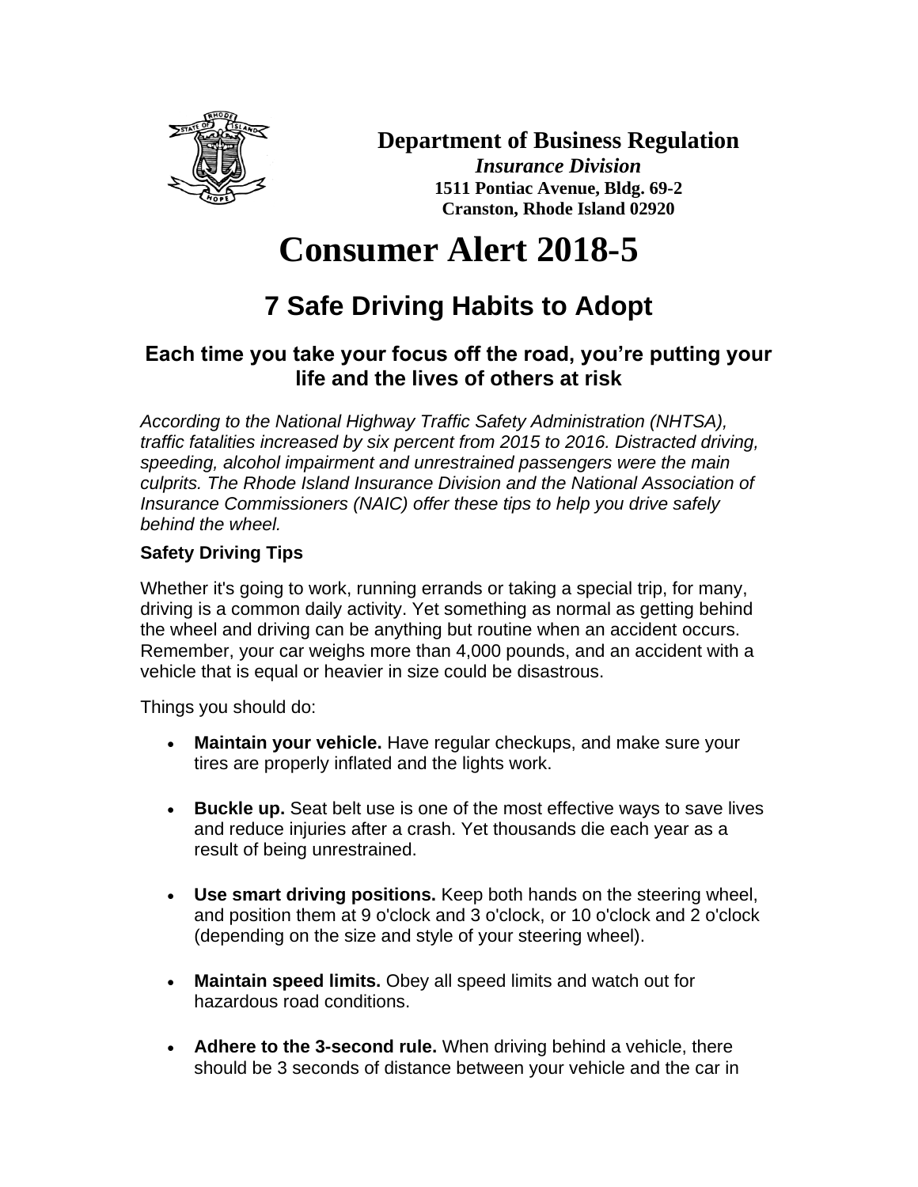**Department of Business Regulation**

***Insurance Division***

**1511 Pontiac Avenue, Bldg. 69-2**

**Cranston, Rhode Island 02920**

# Consumer Alert 2018-5

## 7 Safe Driving Habits to Adopt

### Each time you take your focus off the road, you're putting your life and the lives of others at risk

*According to the National Highway Traffic Safety Administration (NHTSA), traffic fatalities increased by six percent from 2015 to 2016. Distracted driving, speeding, alcohol impairment and unrestrained passengers were the main culprits. The Rhode Island Insurance Division and the National Association of Insurance Commissioners (NAIC) offer these tips to help you drive safely behind the wheel.*

**Safety Driving Tips**

Whether it's going to work, running errands or taking a special trip, for many, driving is a common daily activity. Yet something as normal as getting behind the wheel and driving can be anything but routine when an accident occurs. Remember, your car weighs more than 4,000 pounds, and an accident with a vehicle that is equal or heavier in size could be disastrous.

Things you should do:

- **Maintain your vehicle.** Have regular checkups, and make sure your tires are properly inflated and the lights work.

- **Buckle up.** Seat belt use is one of the most effective ways to save lives and reduce injuries after a crash. Yet thousands die each year as a result of being unrestrained.

- **Use smart driving positions.** Keep both hands on the steering wheel, and position them at 9 o'clock and 3 o'clock, or 10 o'clock and 2 o'clock (depending on the size and style of your steering wheel).

- **Maintain speed limits.** Obey all speed limits and watch out for hazardous road conditions.

- **Adhere to the 3-second rule.** When driving behind a vehicle, there should be 3 seconds of distance between your vehicle and the car in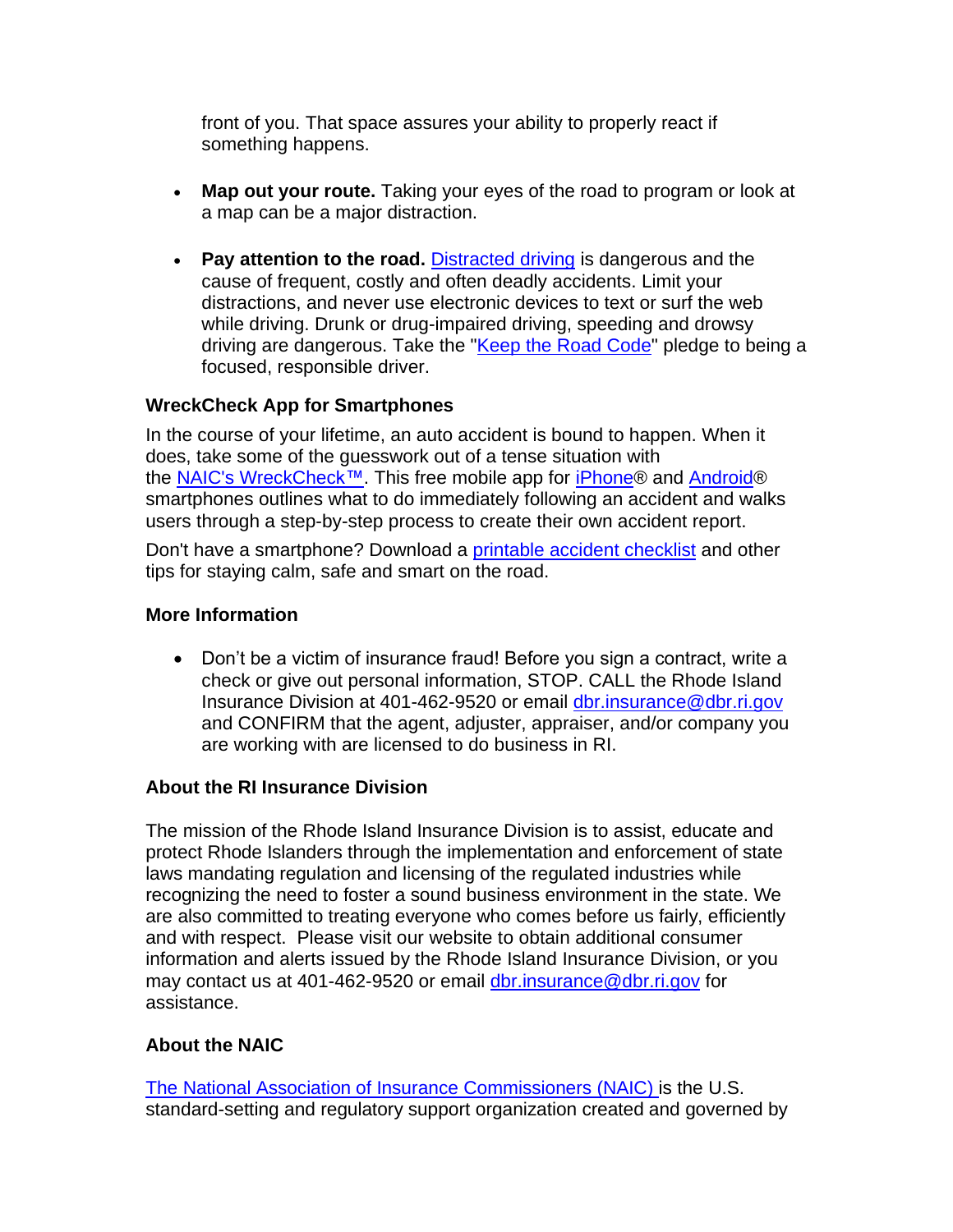front of you. That space assures your ability to properly react if something happens.

- **Map out your route.** Taking your eyes of the road to program or look at a map can be a major distraction.

- **Pay attention to the road.** Distracted driving is dangerous and the cause of frequent, costly and often deadly accidents. Limit your distractions, and never use electronic devices to text or surf the web while driving. Drunk or drug-impaired driving, speeding and drowsy driving are dangerous. Take the "Keep the Road Code" pledge to being a focused, responsible driver.

### WreckCheck App for Smartphones

In the course of your lifetime, an auto accident is bound to happen. When it does, take some of the guesswork out of a tense situation with the NAIC's WreckCheck™. This free mobile app for iPhone® and Android® smartphones outlines what to do immediately following an accident and walks users through a step-by-step process to create their own accident report.

Don't have a smartphone? Download a printable accident checklist and other tips for staying calm, safe and smart on the road.

### More Information

- Don't be a victim of insurance fraud! Before you sign a contract, write a check or give out personal information, STOP. CALL the Rhode Island Insurance Division at 401-462-9520 or email dbr.insurance@dbr.ri.gov and CONFIRM that the agent, adjuster, appraiser, and/or company you are working with are licensed to do business in RI.

### About the RI Insurance Division

The mission of the Rhode Island Insurance Division is to assist, educate and protect Rhode Islanders through the implementation and enforcement of state laws mandating regulation and licensing of the regulated industries while recognizing the need to foster a sound business environment in the state. We are also committed to treating everyone who comes before us fairly, efficiently and with respect. Please visit our website to obtain additional consumer information and alerts issued by the Rhode Island Insurance Division, or you may contact us at 401-462-9520 or email dbr.insurance@dbr.ri.gov for assistance.

### About the NAIC

The National Association of Insurance Commissioners (NAIC) is the U.S. standard-setting and regulatory support organization created and governed by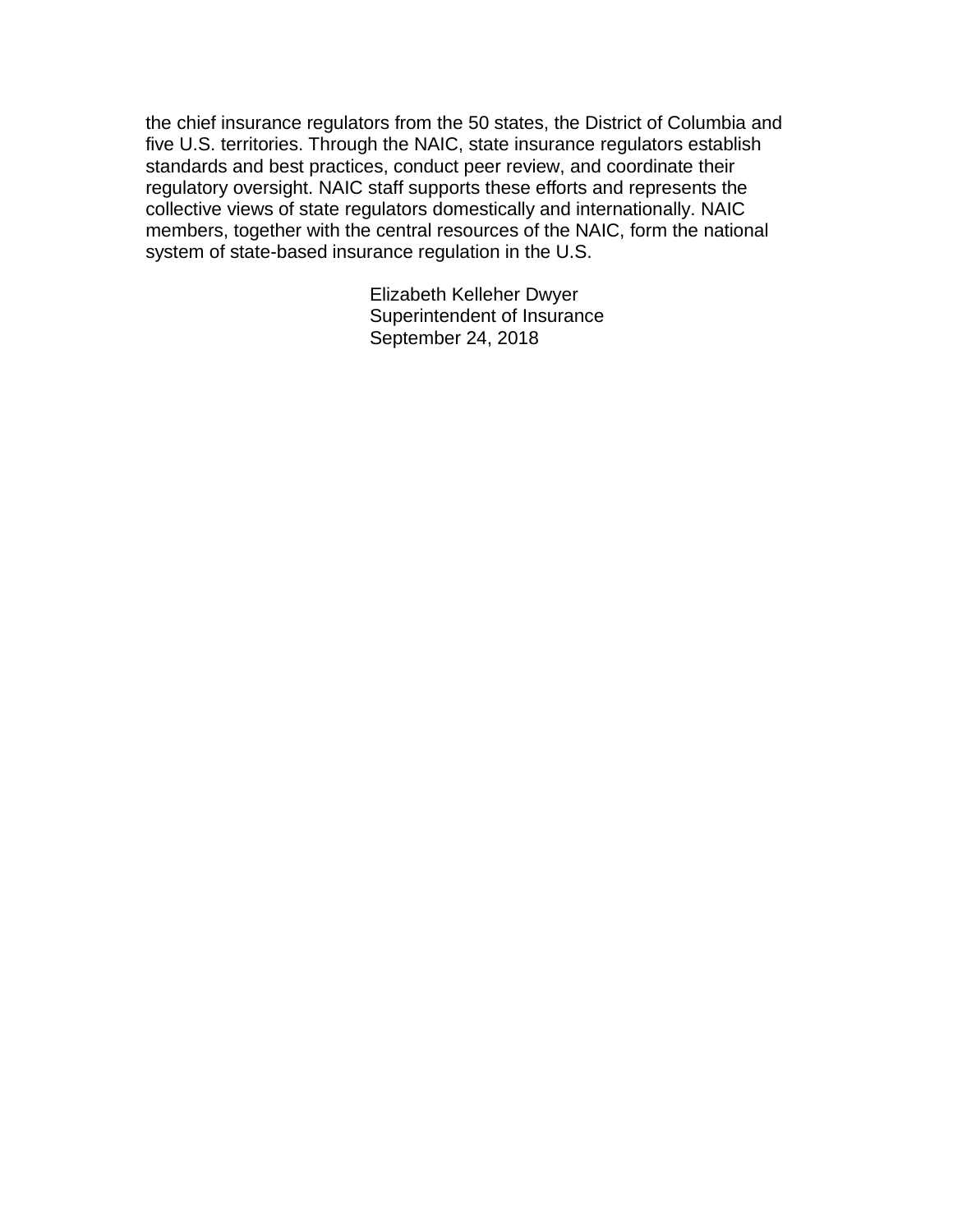the chief insurance regulators from the 50 states, the District of Columbia and five U.S. territories. Through the NAIC, state insurance regulators establish standards and best practices, conduct peer review, and coordinate their regulatory oversight. NAIC staff supports these efforts and represents the collective views of state regulators domestically and internationally. NAIC members, together with the central resources of the NAIC, form the national system of state-based insurance regulation in the U.S.

Elizabeth Kelleher Dwyer
Superintendent of Insurance
September 24, 2018